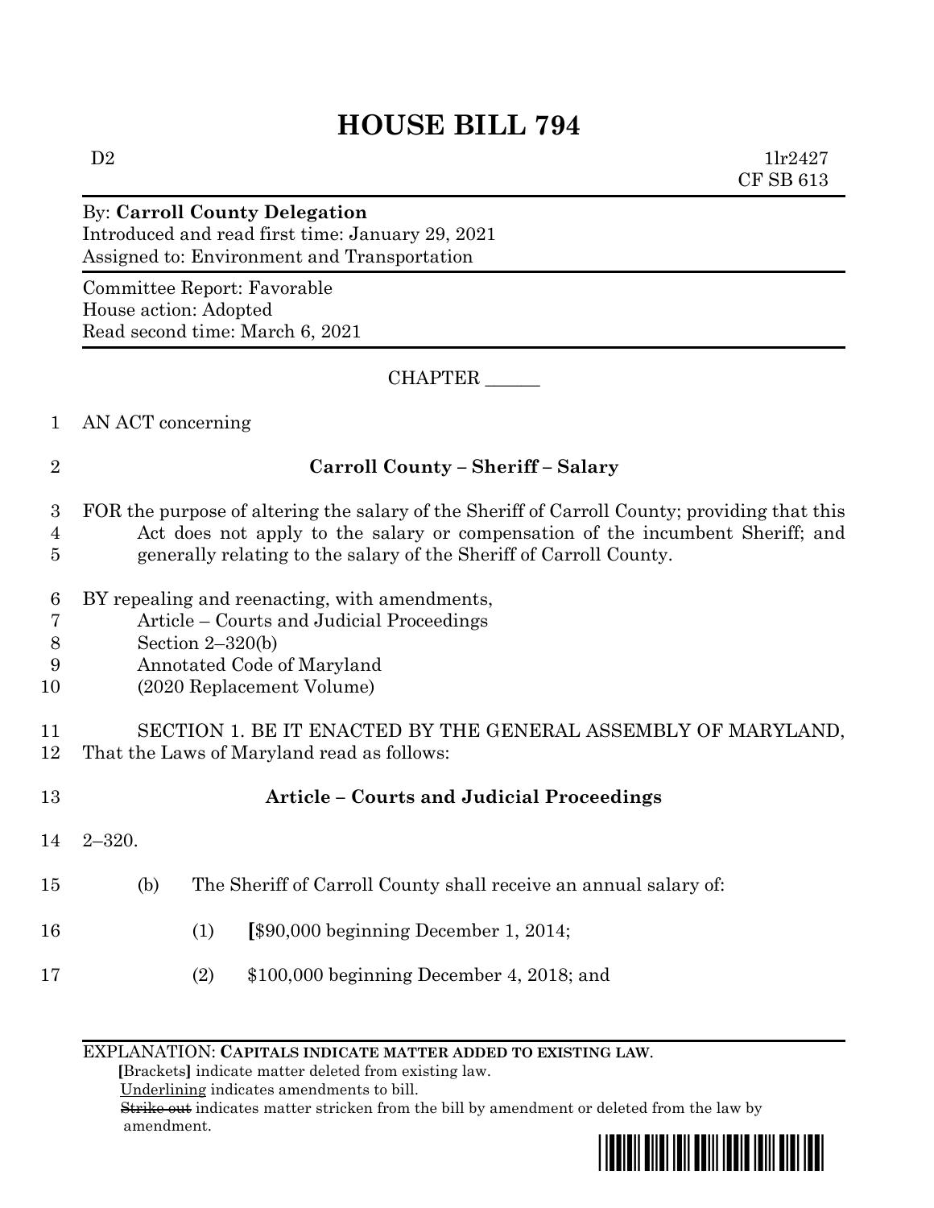# HOUSE BILL 794

D2 1lr2427
CF SB 613

By: **Carroll County Delegation**
Introduced and read first time: January 29, 2021
Assigned to: Environment and Transportation

Committee Report: Favorable
House action: Adopted
Read second time: March 6, 2021

CHAPTER ______

1 AN ACT concerning

2 **Carroll County – Sheriff – Salary**

3 FOR the purpose of altering the salary of the Sheriff of Carroll County; providing that this
4 Act does not apply to the salary or compensation of the incumbent Sheriff; and
5 generally relating to the salary of the Sheriff of Carroll County.

6 BY repealing and reenacting, with amendments,
7 Article – Courts and Judicial Proceedings
8 Section 2–320(b)
9 Annotated Code of Maryland
10 (2020 Replacement Volume)

11 SECTION 1. BE IT ENACTED BY THE GENERAL ASSEMBLY OF MARYLAND,
12 That the Laws of Maryland read as follows:

13 **Article – Courts and Judicial Proceedings**

14 2–320.

15 (b) The Sheriff of Carroll County shall receive an annual salary of:

16 (1) **[**$90,000 beginning December 1, 2014;

17 (2) $100,000 beginning December 4, 2018; and

EXPLANATION: **CAPITALS INDICATE MATTER ADDED TO EXISTING LAW.**
**[**Brackets**]** indicate matter deleted from existing law.
Underlining indicates amendments to bill.
~~Strike out~~ indicates matter stricken from the bill by amendment or deleted from the law by amendment.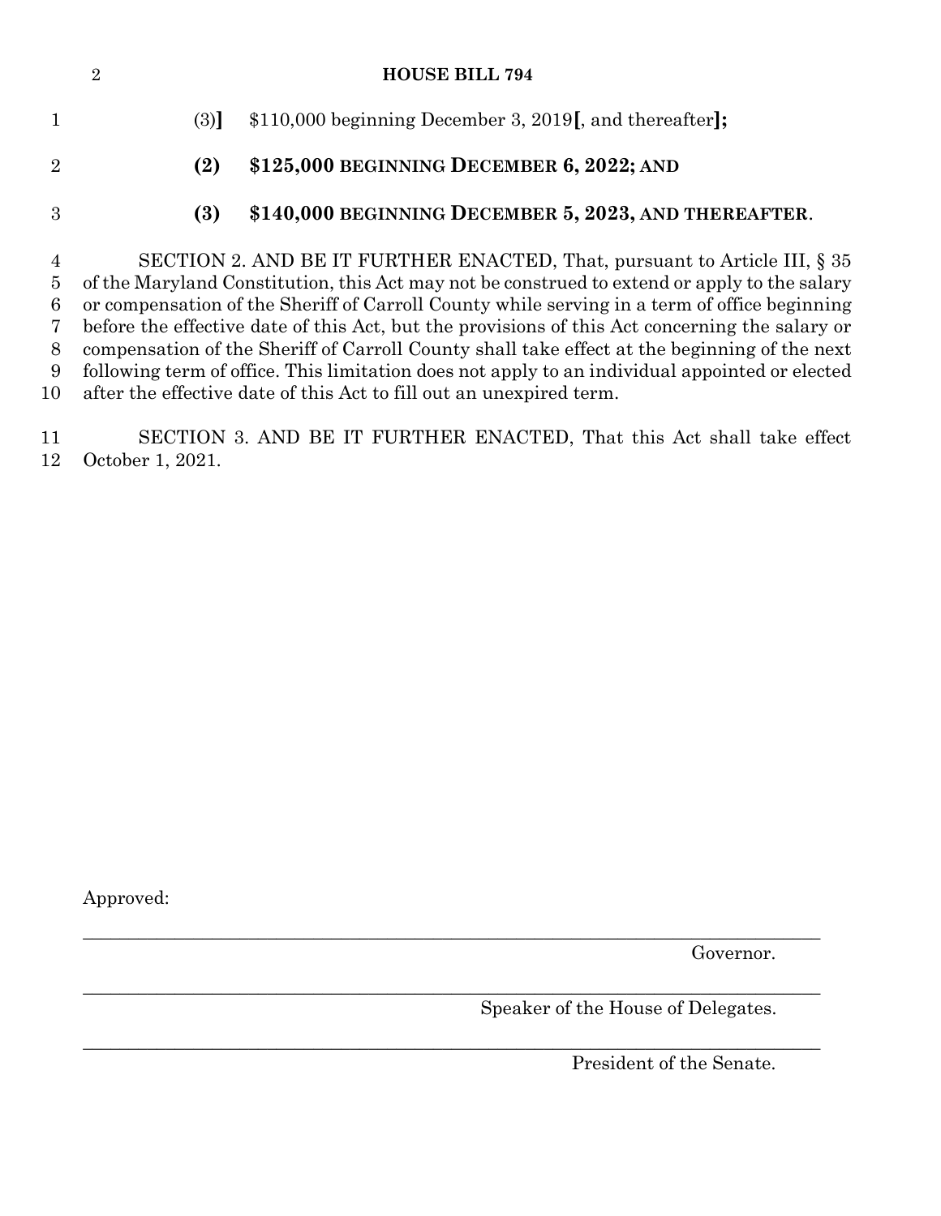(3)**]** $110,000 beginning December 3, 2019**[**, and thereafter**];**

**(2) $125,000 BEGINNING DECEMBER 6, 2022; AND**

**(3) $140,000 BEGINNING DECEMBER 5, 2023, AND THEREAFTER**.

SECTION 2. AND BE IT FURTHER ENACTED, That, pursuant to Article III, § 35 of the Maryland Constitution, this Act may not be construed to extend or apply to the salary or compensation of the Sheriff of Carroll County while serving in a term of office beginning before the effective date of this Act, but the provisions of this Act concerning the salary or compensation of the Sheriff of Carroll County shall take effect at the beginning of the next following term of office. This limitation does not apply to an individual appointed or elected after the effective date of this Act to fill out an unexpired term.

SECTION 3. AND BE IT FURTHER ENACTED, That this Act shall take effect October 1, 2021.

Approved:

\_\_\_\_\_\_\_\_\_\_\_\_\_\_\_\_\_\_\_\_\_\_\_\_\_\_\_\_\_\_\_\_\_\_\_\_\_\_\_\_\_\_\_\_\_\_\_\_\_\_\_\_\_\_\_\_\_\_\_\_

Governor.

\_\_\_\_\_\_\_\_\_\_\_\_\_\_\_\_\_\_\_\_\_\_\_\_\_\_\_\_\_\_\_\_\_\_\_\_\_\_\_\_\_\_\_\_\_\_\_\_\_\_\_\_\_\_\_\_\_\_\_\_

Speaker of the House of Delegates.

\_\_\_\_\_\_\_\_\_\_\_\_\_\_\_\_\_\_\_\_\_\_\_\_\_\_\_\_\_\_\_\_\_\_\_\_\_\_\_\_\_\_\_\_\_\_\_\_\_\_\_\_\_\_\_\_\_\_\_\_

President of the Senate.